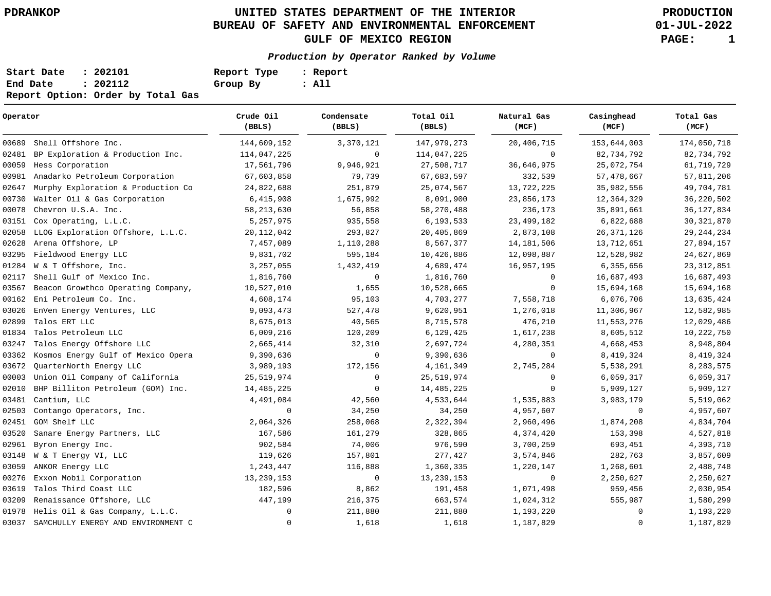PDRANKOP

# UNITED STATES DEPARTMENT OF THE INTERIOR
## BUREAU OF SAFETY AND ENVIRONMENTAL ENFORCEMENT
## GULF OF MEXICO REGION

PRODUCTION
01-JUL-2022

***Production by Operator Ranked by Volume***

**Start Date : 202101** | **Report Type : Report**
**End Date : 202112** | **Group By : All**
**Report Option: Order by Total Gas**

| Operator | Crude Oil (BBLS) | Condensate (BBLS) | Total Oil (BBLS) | Natural Gas (MCF) | Casinghead (MCF) | Total Gas (MCF) |
|---|---|---|---|---|---|---|
| 00689 Shell Offshore Inc. | 144,609,152 | 3,370,121 | 147,979,273 | 20,406,715 | 153,644,003 | 174,050,718 |
| 02481 BP Exploration & Production Inc. | 114,047,225 | 0 | 114,047,225 | 0 | 82,734,792 | 82,734,792 |
| 00059 Hess Corporation | 17,561,796 | 9,946,921 | 27,508,717 | 36,646,975 | 25,072,754 | 61,719,729 |
| 00981 Anadarko Petroleum Corporation | 67,603,858 | 79,739 | 67,683,597 | 332,539 | 57,478,667 | 57,811,206 |
| 02647 Murphy Exploration & Production Co | 24,822,688 | 251,879 | 25,074,567 | 13,722,225 | 35,982,556 | 49,704,781 |
| 00730 Walter Oil & Gas Corporation | 6,415,908 | 1,675,992 | 8,091,900 | 23,856,173 | 12,364,329 | 36,220,502 |
| 00078 Chevron U.S.A. Inc. | 58,213,630 | 56,858 | 58,270,488 | 236,173 | 35,891,661 | 36,127,834 |
| 03151 Cox Operating, L.L.C. | 5,257,975 | 935,558 | 6,193,533 | 23,499,182 | 6,822,688 | 30,321,870 |
| 02058 LLOG Exploration Offshore, L.L.C. | 20,112,042 | 293,827 | 20,405,869 | 2,873,108 | 26,371,126 | 29,244,234 |
| 02628 Arena Offshore, LP | 7,457,089 | 1,110,288 | 8,567,377 | 14,181,506 | 13,712,651 | 27,894,157 |
| 03295 Fieldwood Energy LLC | 9,831,702 | 595,184 | 10,426,886 | 12,098,887 | 12,528,982 | 24,627,869 |
| 01284 W & T Offshore, Inc. | 3,257,055 | 1,432,419 | 4,689,474 | 16,957,195 | 6,355,656 | 23,312,851 |
| 02117 Shell Gulf of Mexico Inc. | 1,816,760 | 0 | 1,816,760 | 0 | 16,687,493 | 16,687,493 |
| 03567 Beacon Growthco Operating Company, | 10,527,010 | 1,655 | 10,528,665 | 0 | 15,694,168 | 15,694,168 |
| 00162 Eni Petroleum Co. Inc. | 4,608,174 | 95,103 | 4,703,277 | 7,558,718 | 6,076,706 | 13,635,424 |
| 03026 EnVen Energy Ventures, LLC | 9,093,473 | 527,478 | 9,620,951 | 1,276,018 | 11,306,967 | 12,582,985 |
| 02899 Talos ERT LLC | 8,675,013 | 40,565 | 8,715,578 | 476,210 | 11,553,276 | 12,029,486 |
| 01834 Talos Petroleum LLC | 6,009,216 | 120,209 | 6,129,425 | 1,617,238 | 8,605,512 | 10,222,750 |
| 03247 Talos Energy Offshore LLC | 2,665,414 | 32,310 | 2,697,724 | 4,280,351 | 4,668,453 | 8,948,804 |
| 03362 Kosmos Energy Gulf of Mexico Opera | 9,390,636 | 0 | 9,390,636 | 0 | 8,419,324 | 8,419,324 |
| 03672 QuarterNorth Energy LLC | 3,989,193 | 172,156 | 4,161,349 | 2,745,284 | 5,538,291 | 8,283,575 |
| 00003 Union Oil Company of California | 25,519,974 | 0 | 25,519,974 | 0 | 6,059,317 | 6,059,317 |
| 02010 BHP Billiton Petroleum (GOM) Inc. | 14,485,225 | 0 | 14,485,225 | 0 | 5,909,127 | 5,909,127 |
| 03481 Cantium, LLC | 4,491,084 | 42,560 | 4,533,644 | 1,535,883 | 3,983,179 | 5,519,062 |
| 02503 Contango Operators, Inc. | 0 | 34,250 | 34,250 | 4,957,607 | 0 | 4,957,607 |
| 02451 GOM Shelf LLC | 2,064,326 | 258,068 | 2,322,394 | 2,960,496 | 1,874,208 | 4,834,704 |
| 03520 Sanare Energy Partners, LLC | 167,586 | 161,279 | 328,865 | 4,374,420 | 153,398 | 4,527,818 |
| 02961 Byron Energy Inc. | 902,584 | 74,006 | 976,590 | 3,700,259 | 693,451 | 4,393,710 |
| 03148 W & T Energy VI, LLC | 119,626 | 157,801 | 277,427 | 3,574,846 | 282,763 | 3,857,609 |
| 03059 ANKOR Energy LLC | 1,243,447 | 116,888 | 1,360,335 | 1,220,147 | 1,268,601 | 2,488,748 |
| 00276 Exxon Mobil Corporation | 13,239,153 | 0 | 13,239,153 | 0 | 2,250,627 | 2,250,627 |
| 03619 Talos Third Coast LLC | 182,596 | 8,862 | 191,458 | 1,071,498 | 959,456 | 2,030,954 |
| 03209 Renaissance Offshore, LLC | 447,199 | 216,375 | 663,574 | 1,024,312 | 555,987 | 1,580,299 |
| 01978 Helis Oil & Gas Company, L.L.C. | 0 | 211,880 | 211,880 | 1,193,220 | 0 | 1,193,220 |
| 03037 SAMCHULLY ENERGY AND ENVIRONMENT C | 0 | 1,618 | 1,618 | 1,187,829 | 0 | 1,187,829 |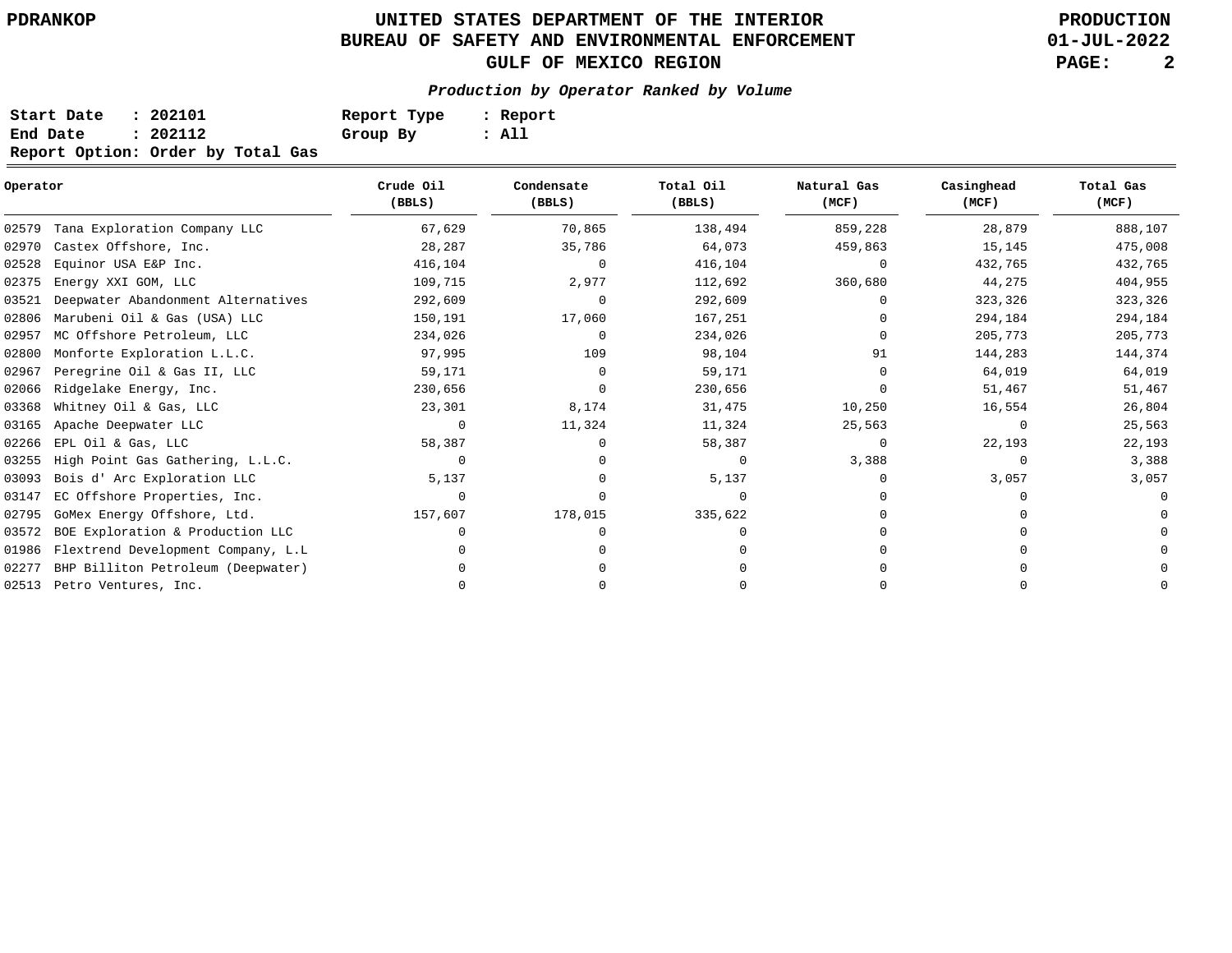# UNITED STATES DEPARTMENT OF THE INTERIOR
## BUREAU OF SAFETY AND ENVIRONMENTAL ENFORCEMENT
## GULF OF MEXICO REGION

PDRANKOP

PRODUCTION
01-JUL-2022

***Production by Operator Ranked by Volume***

**Start Date : 202101** **Report Type : Report**
**End Date : 202112** **Group By : All**
**Report Option: Order by Total Gas**

| Operator | Crude Oil (BBLS) | Condensate (BBLS) | Total Oil (BBLS) | Natural Gas (MCF) | Casinghead (MCF) | Total Gas (MCF) |
|---|---|---|---|---|---|---|
| 02579 Tana Exploration Company LLC | 67,629 | 70,865 | 138,494 | 859,228 | 28,879 | 888,107 |
| 02970 Castex Offshore, Inc. | 28,287 | 35,786 | 64,073 | 459,863 | 15,145 | 475,008 |
| 02528 Equinor USA E&P Inc. | 416,104 | 0 | 416,104 | 0 | 432,765 | 432,765 |
| 02375 Energy XXI GOM, LLC | 109,715 | 2,977 | 112,692 | 360,680 | 44,275 | 404,955 |
| 03521 Deepwater Abandonment Alternatives | 292,609 | 0 | 292,609 | 0 | 323,326 | 323,326 |
| 02806 Marubeni Oil & Gas (USA) LLC | 150,191 | 17,060 | 167,251 | 0 | 294,184 | 294,184 |
| 02957 MC Offshore Petroleum, LLC | 234,026 | 0 | 234,026 | 0 | 205,773 | 205,773 |
| 02800 Monforte Exploration L.L.C. | 97,995 | 109 | 98,104 | 91 | 144,283 | 144,374 |
| 02967 Peregrine Oil & Gas II, LLC | 59,171 | 0 | 59,171 | 0 | 64,019 | 64,019 |
| 02066 Ridgelake Energy, Inc. | 230,656 | 0 | 230,656 | 0 | 51,467 | 51,467 |
| 03368 Whitney Oil & Gas, LLC | 23,301 | 8,174 | 31,475 | 10,250 | 16,554 | 26,804 |
| 03165 Apache Deepwater LLC | 0 | 11,324 | 11,324 | 25,563 | 0 | 25,563 |
| 02266 EPL Oil & Gas, LLC | 58,387 | 0 | 58,387 | 0 | 22,193 | 22,193 |
| 03255 High Point Gas Gathering, L.L.C. | 0 | 0 | 0 | 3,388 | 0 | 3,388 |
| 03093 Bois d' Arc Exploration LLC | 5,137 | 0 | 5,137 | 0 | 3,057 | 3,057 |
| 03147 EC Offshore Properties, Inc. | 0 | 0 | 0 | 0 | 0 | 0 |
| 02795 GoMex Energy Offshore, Ltd. | 157,607 | 178,015 | 335,622 | 0 | 0 | 0 |
| 03572 BOE Exploration & Production LLC | 0 | 0 | 0 | 0 | 0 | 0 |
| 01986 Flextrend Development Company, L.L | 0 | 0 | 0 | 0 | 0 | 0 |
| 02277 BHP Billiton Petroleum (Deepwater) | 0 | 0 | 0 | 0 | 0 | 0 |
| 02513 Petro Ventures, Inc. | 0 | 0 | 0 | 0 | 0 | 0 |